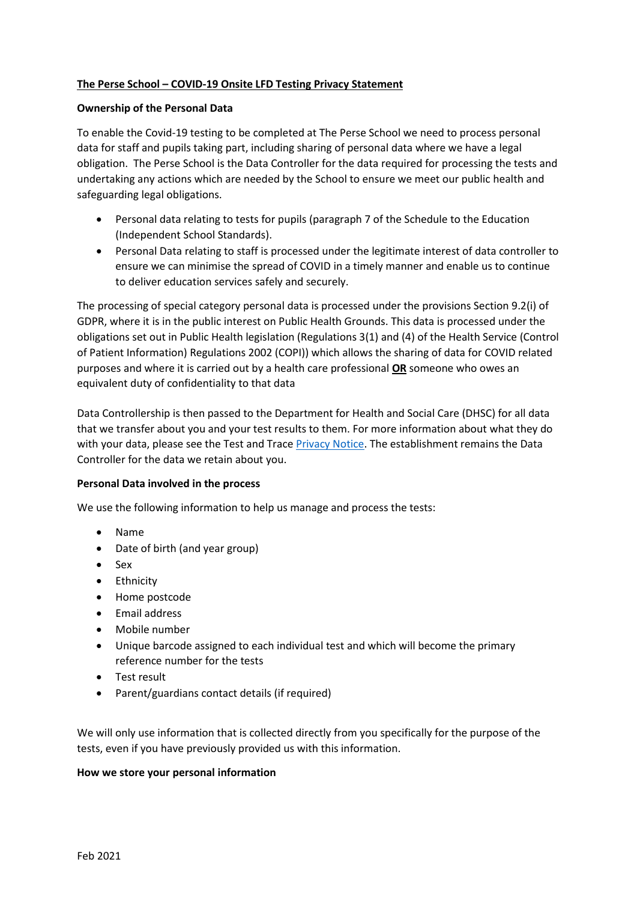**The Perse School – COVID-19 Onsite LFD Testing Privacy Statement**

**Ownership of the Personal Data**

To enable the Covid-19 testing to be completed at The Perse School we need to process personal data for staff and pupils taking part, including sharing of personal data where we have a legal obligation. The Perse School is the Data Controller for the data required for processing the tests and undertaking any actions which are needed by the School to ensure we meet our public health and safeguarding legal obligations.

- Personal data relating to tests for pupils (paragraph 7 of the Schedule to the Education (Independent School Standards).
- Personal Data relating to staff is processed under the legitimate interest of data controller to ensure we can minimise the spread of COVID in a timely manner and enable us to continue to deliver education services safely and securely.

The processing of special category personal data is processed under the provisions Section 9.2(i) of GDPR, where it is in the public interest on Public Health Grounds. This data is processed under the obligations set out in Public Health legislation (Regulations 3(1) and (4) of the Health Service (Control of Patient Information) Regulations 2002 (COPI)) which allows the sharing of data for COVID related purposes and where it is carried out by a health care professional **OR** someone who owes an equivalent duty of confidentiality to that data

Data Controllership is then passed to the Department for Health and Social Care (DHSC) for all data that we transfer about you and your test results to them. For more information about what they do with your data, please see the Test and Trace Privacy Notice. The establishment remains the Data Controller for the data we retain about you.

**Personal Data involved in the process**

We use the following information to help us manage and process the tests:

- Name
- Date of birth (and year group)
- Sex
- Ethnicity
- Home postcode
- Email address
- Mobile number
- Unique barcode assigned to each individual test and which will become the primary reference number for the tests
- Test result
- Parent/guardians contact details (if required)

We will only use information that is collected directly from you specifically for the purpose of the tests, even if you have previously provided us with this information.

**How we store your personal information**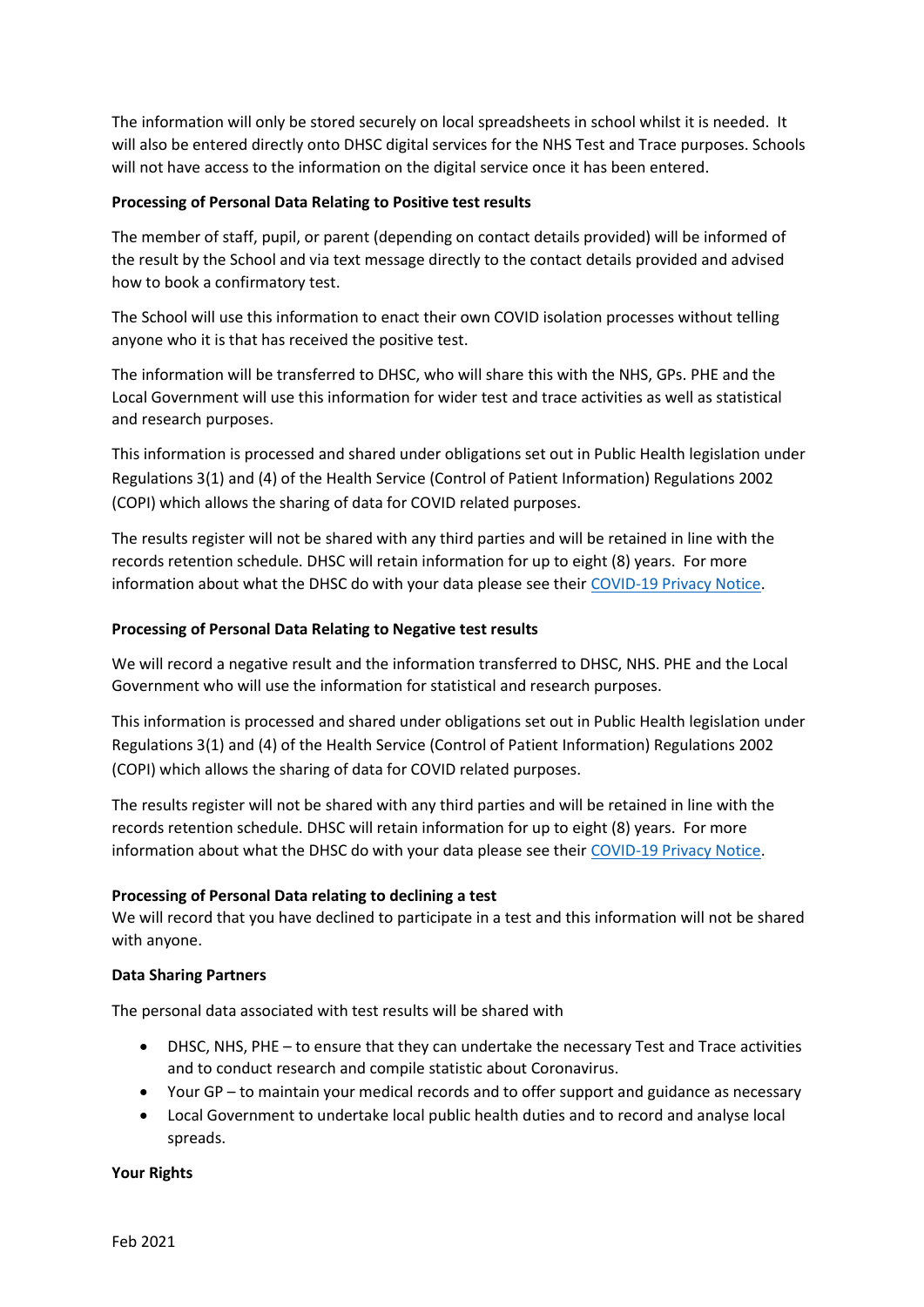The information will only be stored securely on local spreadsheets in school whilst it is needed. It will also be entered directly onto DHSC digital services for the NHS Test and Trace purposes. Schools will not have access to the information on the digital service once it has been entered.

**Processing of Personal Data Relating to Positive test results**

The member of staff, pupil, or parent (depending on contact details provided) will be informed of the result by the School and via text message directly to the contact details provided and advised how to book a confirmatory test.

The School will use this information to enact their own COVID isolation processes without telling anyone who it is that has received the positive test.

The information will be transferred to DHSC, who will share this with the NHS, GPs. PHE and the Local Government will use this information for wider test and trace activities as well as statistical and research purposes.

This information is processed and shared under obligations set out in Public Health legislation under Regulations 3(1) and (4) of the Health Service (Control of Patient Information) Regulations 2002 (COPI) which allows the sharing of data for COVID related purposes.

The results register will not be shared with any third parties and will be retained in line with the records retention schedule. DHSC will retain information for up to eight (8) years. For more information about what the DHSC do with your data please see their COVID-19 Privacy Notice.

**Processing of Personal Data Relating to Negative test results**

We will record a negative result and the information transferred to DHSC, NHS. PHE and the Local Government who will use the information for statistical and research purposes.

This information is processed and shared under obligations set out in Public Health legislation under Regulations 3(1) and (4) of the Health Service (Control of Patient Information) Regulations 2002 (COPI) which allows the sharing of data for COVID related purposes.

The results register will not be shared with any third parties and will be retained in line with the records retention schedule. DHSC will retain information for up to eight (8) years. For more information about what the DHSC do with your data please see their COVID-19 Privacy Notice.

**Processing of Personal Data relating to declining a test**

We will record that you have declined to participate in a test and this information will not be shared with anyone.

**Data Sharing Partners**

The personal data associated with test results will be shared with

- DHSC, NHS, PHE – to ensure that they can undertake the necessary Test and Trace activities and to conduct research and compile statistic about Coronavirus.
- Your GP – to maintain your medical records and to offer support and guidance as necessary
- Local Government to undertake local public health duties and to record and analyse local spreads.

**Your Rights**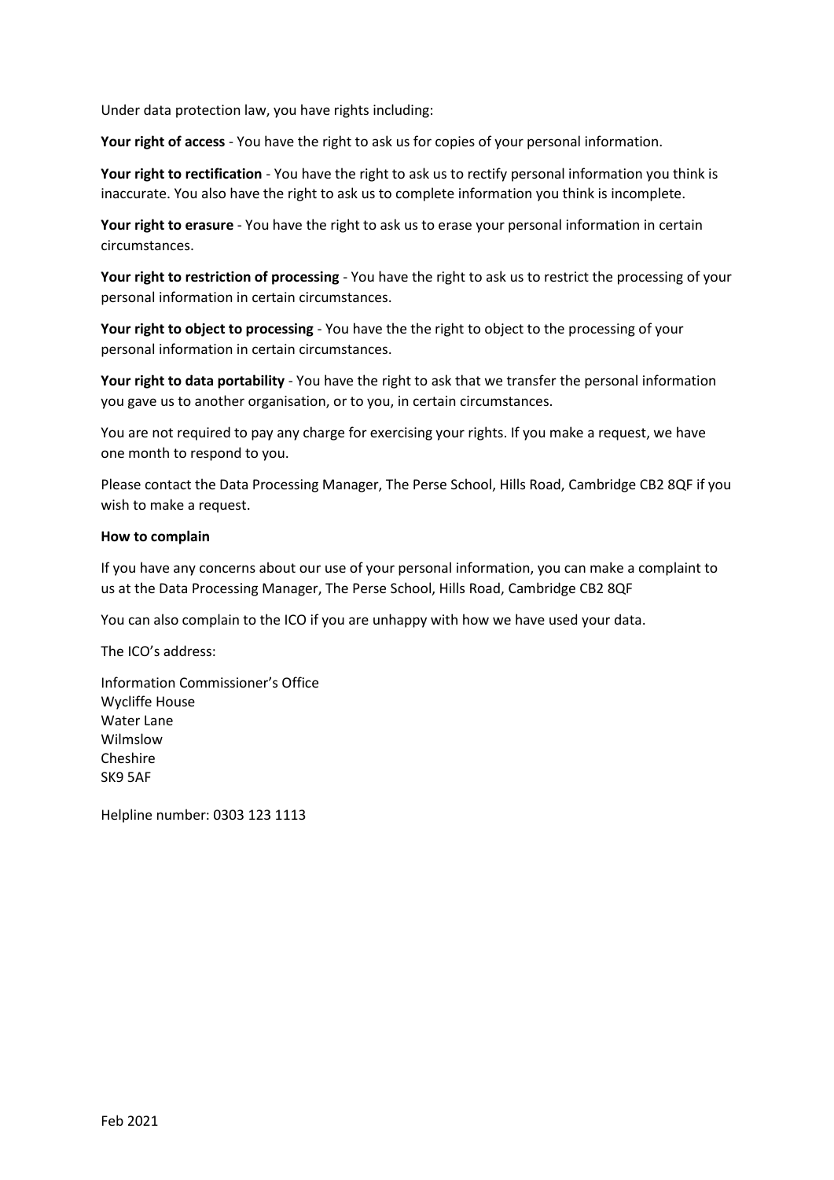Under data protection law, you have rights including:

**Your right of access** - You have the right to ask us for copies of your personal information.

**Your right to rectification** - You have the right to ask us to rectify personal information you think is inaccurate. You also have the right to ask us to complete information you think is incomplete.

**Your right to erasure** - You have the right to ask us to erase your personal information in certain circumstances.

**Your right to restriction of processing** - You have the right to ask us to restrict the processing of your personal information in certain circumstances.

**Your right to object to processing** - You have the the right to object to the processing of your personal information in certain circumstances.

**Your right to data portability** - You have the right to ask that we transfer the personal information you gave us to another organisation, or to you, in certain circumstances.

You are not required to pay any charge for exercising your rights. If you make a request, we have one month to respond to you.

Please contact the Data Processing Manager, The Perse School, Hills Road, Cambridge CB2 8QF if you wish to make a request.

**How to complain**

If you have any concerns about our use of your personal information, you can make a complaint to us at the Data Processing Manager, The Perse School, Hills Road, Cambridge CB2 8QF

You can also complain to the ICO if you are unhappy with how we have used your data.

The ICO's address:

Information Commissioner's Office
Wycliffe House
Water Lane
Wilmslow
Cheshire
SK9 5AF

Helpline number: 0303 123 1113

Feb 2021